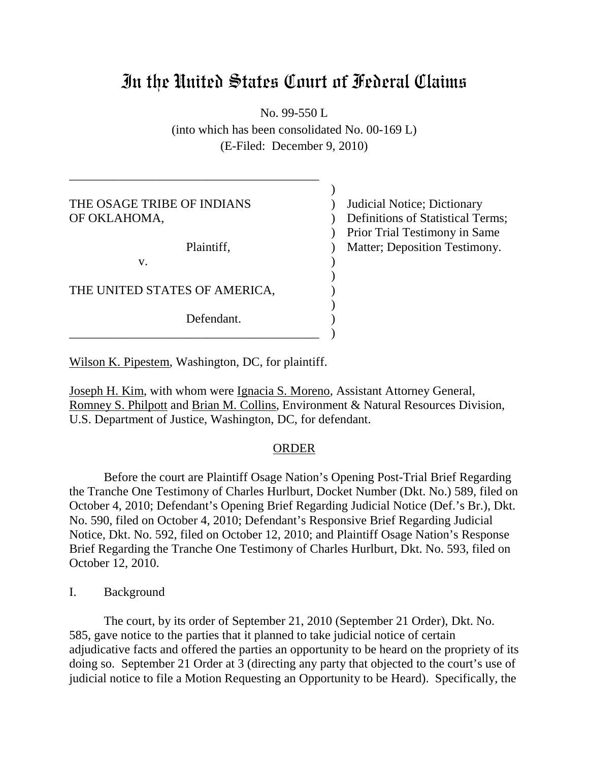# In the United States Court of Federal Claims

No. 99-550 L

(into which has been consolidated No. 00-169 L)

(E-Filed: December 9, 2010)

| | |
|---|---|
| THE OSAGE TRIBE OF INDIANS OF OKLAHOMA,<br><br>Plaintiff,<br><br>v.<br><br>THE UNITED STATES OF AMERICA,<br><br>Defendant. | Judicial Notice; Dictionary Definitions of Statistical Terms; Prior Trial Testimony in Same Matter; Deposition Testimony. |

Wilson K. Pipestem, Washington, DC, for plaintiff.

Joseph H. Kim, with whom were Ignacia S. Moreno, Assistant Attorney General, Romney S. Philpott and Brian M. Collins, Environment & Natural Resources Division, U.S. Department of Justice, Washington, DC, for defendant.

## ORDER

Before the court are Plaintiff Osage Nation's Opening Post-Trial Brief Regarding the Tranche One Testimony of Charles Hurlburt, Docket Number (Dkt. No.) 589, filed on October 4, 2010; Defendant's Opening Brief Regarding Judicial Notice (Def.'s Br.), Dkt. No. 590, filed on October 4, 2010; Defendant's Responsive Brief Regarding Judicial Notice, Dkt. No. 592, filed on October 12, 2010; and Plaintiff Osage Nation's Response Brief Regarding the Tranche One Testimony of Charles Hurlburt, Dkt. No. 593, filed on October 12, 2010.

I. Background

The court, by its order of September 21, 2010 (September 21 Order), Dkt. No. 585, gave notice to the parties that it planned to take judicial notice of certain adjudicative facts and offered the parties an opportunity to be heard on the propriety of its doing so. September 21 Order at 3 (directing any party that objected to the court's use of judicial notice to file a Motion Requesting an Opportunity to be Heard). Specifically, the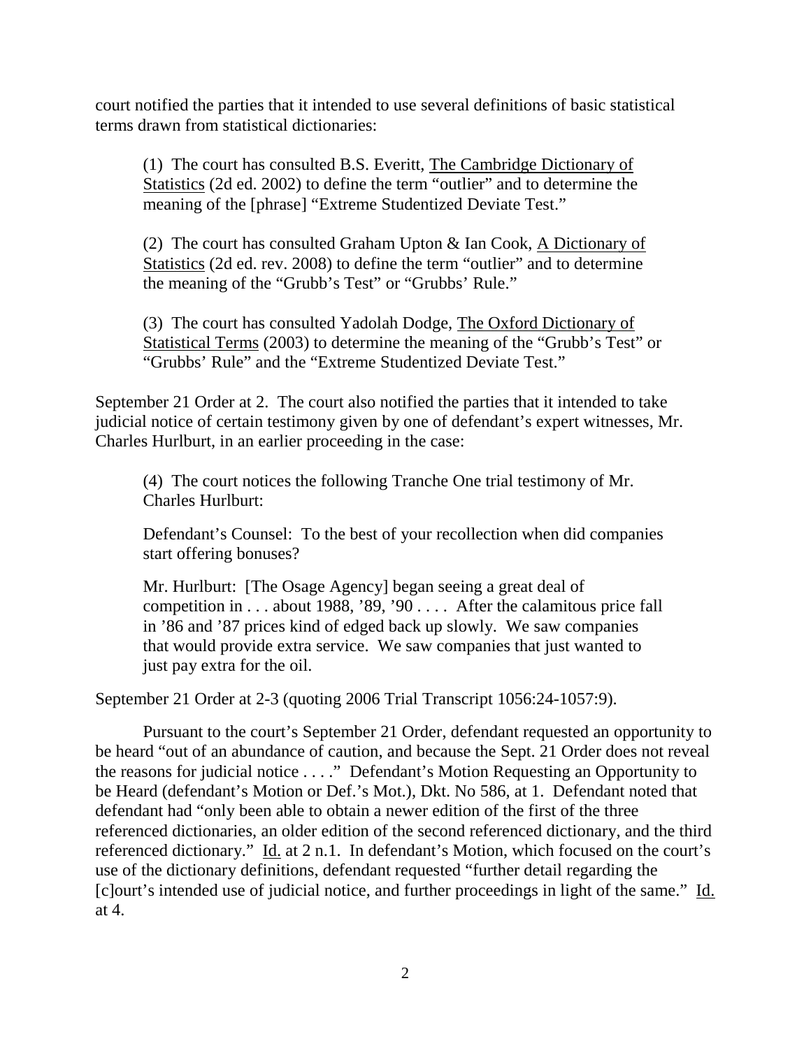court notified the parties that it intended to use several definitions of basic statistical terms drawn from statistical dictionaries:

> (1) The court has consulted B.S. Everitt, The Cambridge Dictionary of Statistics (2d ed. 2002) to define the term "outlier" and to determine the meaning of the [phrase] "Extreme Studentized Deviate Test."
>
> (2) The court has consulted Graham Upton & Ian Cook, A Dictionary of Statistics (2d ed. rev. 2008) to define the term "outlier" and to determine the meaning of the "Grubb's Test" or "Grubbs' Rule."
>
> (3) The court has consulted Yadolah Dodge, The Oxford Dictionary of Statistical Terms (2003) to determine the meaning of the "Grubb's Test" or "Grubbs' Rule" and the "Extreme Studentized Deviate Test."

September 21 Order at 2. The court also notified the parties that it intended to take judicial notice of certain testimony given by one of defendant's expert witnesses, Mr. Charles Hurlburt, in an earlier proceeding in the case:

> (4) The court notices the following Tranche One trial testimony of Mr. Charles Hurlburt:
>
> Defendant's Counsel: To the best of your recollection when did companies start offering bonuses?
>
> Mr. Hurlburt: [The Osage Agency] began seeing a great deal of competition in . . . about 1988, '89, '90 . . . . After the calamitous price fall in '86 and '87 prices kind of edged back up slowly. We saw companies that would provide extra service. We saw companies that just wanted to just pay extra for the oil.

September 21 Order at 2-3 (quoting 2006 Trial Transcript 1056:24-1057:9).

Pursuant to the court's September 21 Order, defendant requested an opportunity to be heard "out of an abundance of caution, and because the Sept. 21 Order does not reveal the reasons for judicial notice . . . ." Defendant's Motion Requesting an Opportunity to be Heard (defendant's Motion or Def.'s Mot.), Dkt. No 586, at 1. Defendant noted that defendant had "only been able to obtain a newer edition of the first of the three referenced dictionaries, an older edition of the second referenced dictionary, and the third referenced dictionary." Id. at 2 n.1. In defendant's Motion, which focused on the court's use of the dictionary definitions, defendant requested "further detail regarding the [c]ourt's intended use of judicial notice, and further proceedings in light of the same." Id. at 4.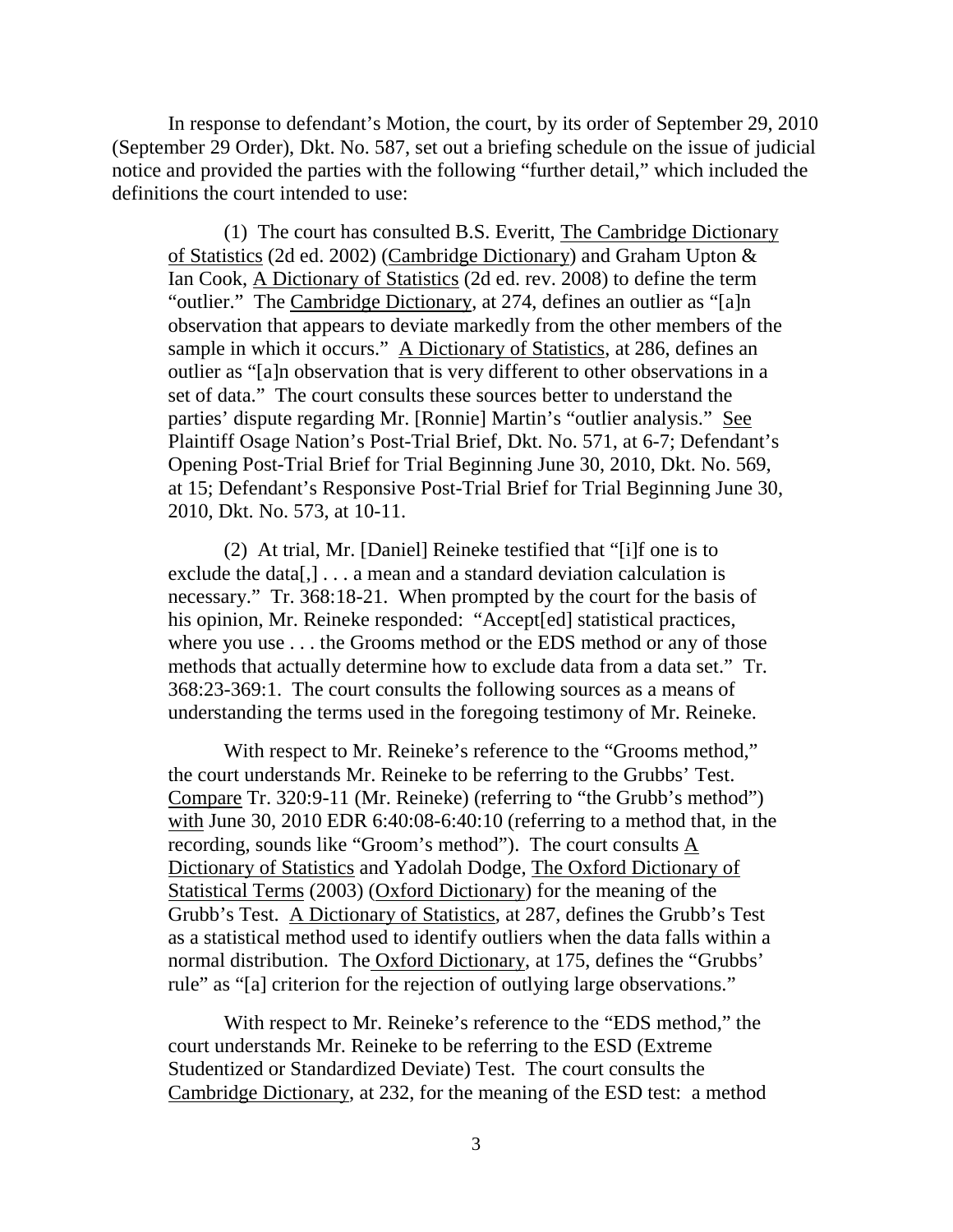In response to defendant's Motion, the court, by its order of September 29, 2010 (September 29 Order), Dkt. No. 587, set out a briefing schedule on the issue of judicial notice and provided the parties with the following "further detail," which included the definitions the court intended to use:

> (1) The court has consulted B.S. Everitt, The Cambridge Dictionary of Statistics (2d ed. 2002) (Cambridge Dictionary) and Graham Upton & Ian Cook, A Dictionary of Statistics (2d ed. rev. 2008) to define the term "outlier." The Cambridge Dictionary, at 274, defines an outlier as "[a]n observation that appears to deviate markedly from the other members of the sample in which it occurs." A Dictionary of Statistics, at 286, defines an outlier as "[a]n observation that is very different to other observations in a set of data." The court consults these sources better to understand the parties' dispute regarding Mr. [Ronnie] Martin's "outlier analysis." See Plaintiff Osage Nation's Post-Trial Brief, Dkt. No. 571, at 6-7; Defendant's Opening Post-Trial Brief for Trial Beginning June 30, 2010, Dkt. No. 569, at 15; Defendant's Responsive Post-Trial Brief for Trial Beginning June 30, 2010, Dkt. No. 573, at 10-11.
>
> (2) At trial, Mr. [Daniel] Reineke testified that "[i]f one is to exclude the data[,] . . . a mean and a standard deviation calculation is necessary." Tr. 368:18-21. When prompted by the court for the basis of his opinion, Mr. Reineke responded: "Accept[ed] statistical practices, where you use . . . the Grooms method or the EDS method or any of those methods that actually determine how to exclude data from a data set." Tr. 368:23-369:1. The court consults the following sources as a means of understanding the terms used in the foregoing testimony of Mr. Reineke.
>
> With respect to Mr. Reineke's reference to the "Grooms method," the court understands Mr. Reineke to be referring to the Grubbs' Test. Compare Tr. 320:9-11 (Mr. Reineke) (referring to "the Grubb's method") with June 30, 2010 EDR 6:40:08-6:40:10 (referring to a method that, in the recording, sounds like "Groom's method"). The court consults A Dictionary of Statistics and Yadolah Dodge, The Oxford Dictionary of Statistical Terms (2003) (Oxford Dictionary) for the meaning of the Grubb's Test. A Dictionary of Statistics, at 287, defines the Grubb's Test as a statistical method used to identify outliers when the data falls within a normal distribution. The Oxford Dictionary, at 175, defines the "Grubbs' rule" as "[a] criterion for the rejection of outlying large observations."
>
> With respect to Mr. Reineke's reference to the "EDS method," the court understands Mr. Reineke to be referring to the ESD (Extreme Studentized or Standardized Deviate) Test. The court consults the Cambridge Dictionary, at 232, for the meaning of the ESD test: a method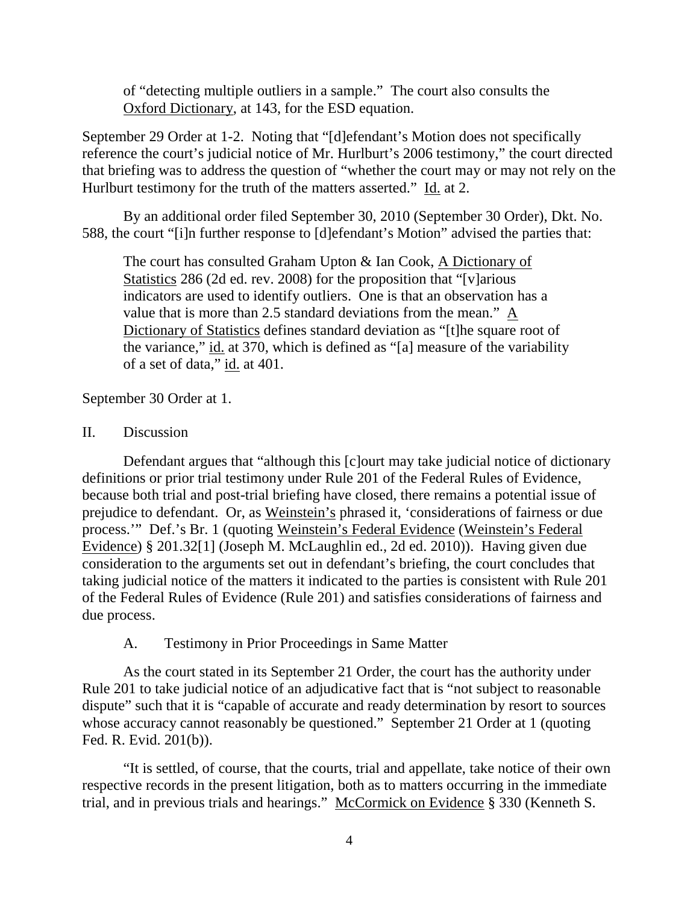of "detecting multiple outliers in a sample." The court also consults the Oxford Dictionary, at 143, for the ESD equation.

September 29 Order at 1-2. Noting that "[d]efendant's Motion does not specifically reference the court's judicial notice of Mr. Hurlburt's 2006 testimony," the court directed that briefing was to address the question of "whether the court may or may not rely on the Hurlburt testimony for the truth of the matters asserted." Id. at 2.

By an additional order filed September 30, 2010 (September 30 Order), Dkt. No. 588, the court "[i]n further response to [d]efendant's Motion" advised the parties that:

> The court has consulted Graham Upton & Ian Cook, A Dictionary of Statistics 286 (2d ed. rev. 2008) for the proposition that "[v]arious indicators are used to identify outliers. One is that an observation has a value that is more than 2.5 standard deviations from the mean." A Dictionary of Statistics defines standard deviation as "[t]he square root of the variance," id. at 370, which is defined as "[a] measure of the variability of a set of data," id. at 401.

September 30 Order at 1.

## II. Discussion

Defendant argues that "although this [c]ourt may take judicial notice of dictionary definitions or prior trial testimony under Rule 201 of the Federal Rules of Evidence, because both trial and post-trial briefing have closed, there remains a potential issue of prejudice to defendant. Or, as Weinstein's phrased it, 'considerations of fairness or due process.'" Def.'s Br. 1 (quoting Weinstein's Federal Evidence (Weinstein's Federal Evidence) § 201.32[1] (Joseph M. McLaughlin ed., 2d ed. 2010)). Having given due consideration to the arguments set out in defendant's briefing, the court concludes that taking judicial notice of the matters it indicated to the parties is consistent with Rule 201 of the Federal Rules of Evidence (Rule 201) and satisfies considerations of fairness and due process.

### A. Testimony in Prior Proceedings in Same Matter

As the court stated in its September 21 Order, the court has the authority under Rule 201 to take judicial notice of an adjudicative fact that is "not subject to reasonable dispute" such that it is "capable of accurate and ready determination by resort to sources whose accuracy cannot reasonably be questioned." September 21 Order at 1 (quoting Fed. R. Evid. 201(b)).

"It is settled, of course, that the courts, trial and appellate, take notice of their own respective records in the present litigation, both as to matters occurring in the immediate trial, and in previous trials and hearings." McCormick on Evidence § 330 (Kenneth S.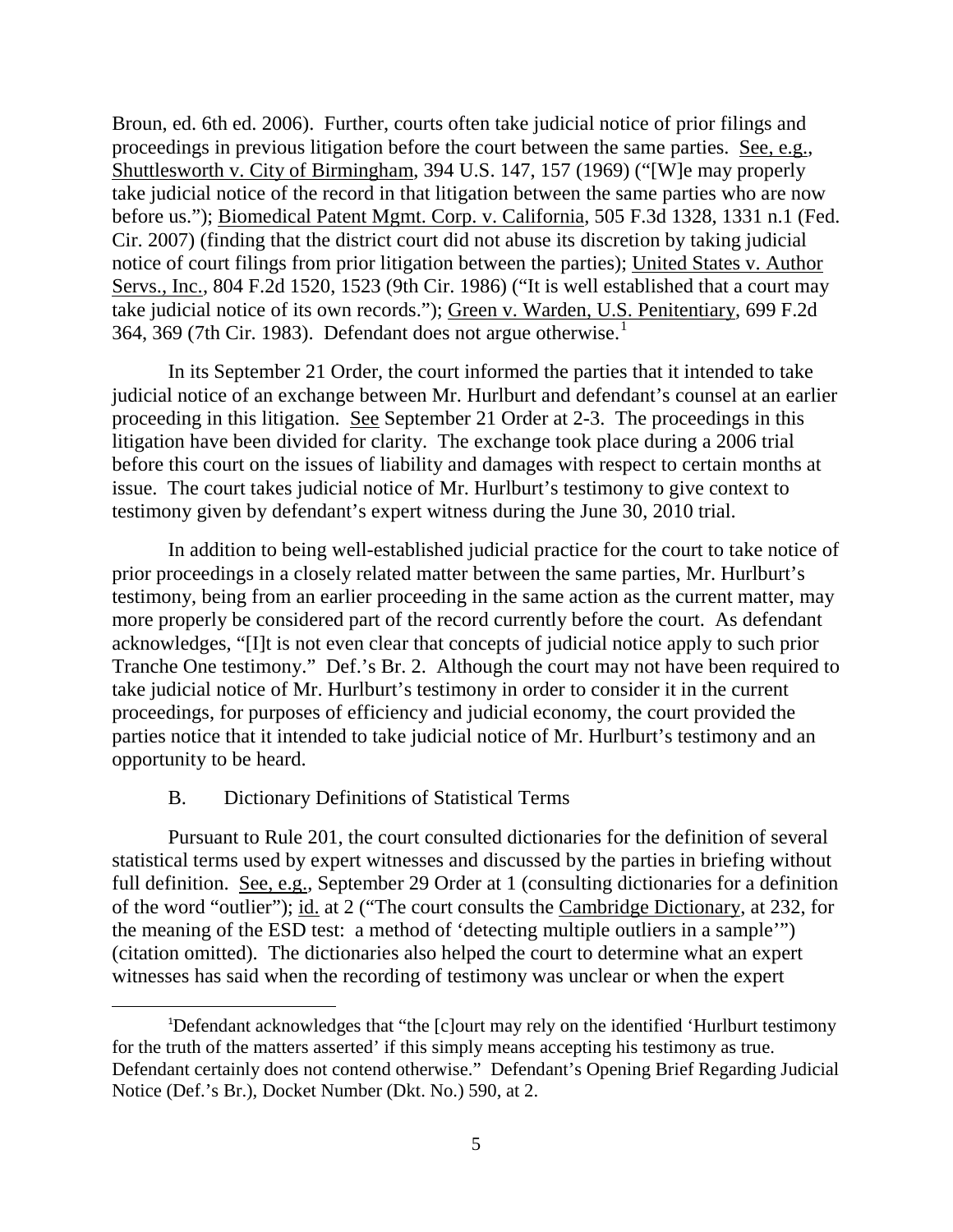Broun, ed. 6th ed. 2006). Further, courts often take judicial notice of prior filings and proceedings in previous litigation before the court between the same parties. See, e.g., Shuttlesworth v. City of Birmingham, 394 U.S. 147, 157 (1969) ("[W]e may properly take judicial notice of the record in that litigation between the same parties who are now before us."); Biomedical Patent Mgmt. Corp. v. California, 505 F.3d 1328, 1331 n.1 (Fed. Cir. 2007) (finding that the district court did not abuse its discretion by taking judicial notice of court filings from prior litigation between the parties); United States v. Author Servs., Inc., 804 F.2d 1520, 1523 (9th Cir. 1986) ("It is well established that a court may take judicial notice of its own records."); Green v. Warden, U.S. Penitentiary, 699 F.2d 364, 369 (7th Cir. 1983). Defendant does not argue otherwise.[1]

In its September 21 Order, the court informed the parties that it intended to take judicial notice of an exchange between Mr. Hurlburt and defendant's counsel at an earlier proceeding in this litigation. See September 21 Order at 2-3. The proceedings in this litigation have been divided for clarity. The exchange took place during a 2006 trial before this court on the issues of liability and damages with respect to certain months at issue. The court takes judicial notice of Mr. Hurlburt's testimony to give context to testimony given by defendant's expert witness during the June 30, 2010 trial.

In addition to being well-established judicial practice for the court to take notice of prior proceedings in a closely related matter between the same parties, Mr. Hurlburt's testimony, being from an earlier proceeding in the same action as the current matter, may more properly be considered part of the record currently before the court. As defendant acknowledges, "[I]t is not even clear that concepts of judicial notice apply to such prior Tranche One testimony." Def.'s Br. 2. Although the court may not have been required to take judicial notice of Mr. Hurlburt's testimony in order to consider it in the current proceedings, for purposes of efficiency and judicial economy, the court provided the parties notice that it intended to take judicial notice of Mr. Hurlburt's testimony and an opportunity to be heard.

B. Dictionary Definitions of Statistical Terms

Pursuant to Rule 201, the court consulted dictionaries for the definition of several statistical terms used by expert witnesses and discussed by the parties in briefing without full definition. See, e.g., September 29 Order at 1 (consulting dictionaries for a definition of the word "outlier"); id. at 2 ("The court consults the Cambridge Dictionary, at 232, for the meaning of the ESD test: a method of 'detecting multiple outliers in a sample'") (citation omitted). The dictionaries also helped the court to determine what an expert witnesses has said when the recording of testimony was unclear or when the expert

[1] Defendant acknowledges that "the [c]ourt may rely on the identified 'Hurlburt testimony for the truth of the matters asserted' if this simply means accepting his testimony as true. Defendant certainly does not contend otherwise." Defendant's Opening Brief Regarding Judicial Notice (Def.'s Br.), Docket Number (Dkt. No.) 590, at 2.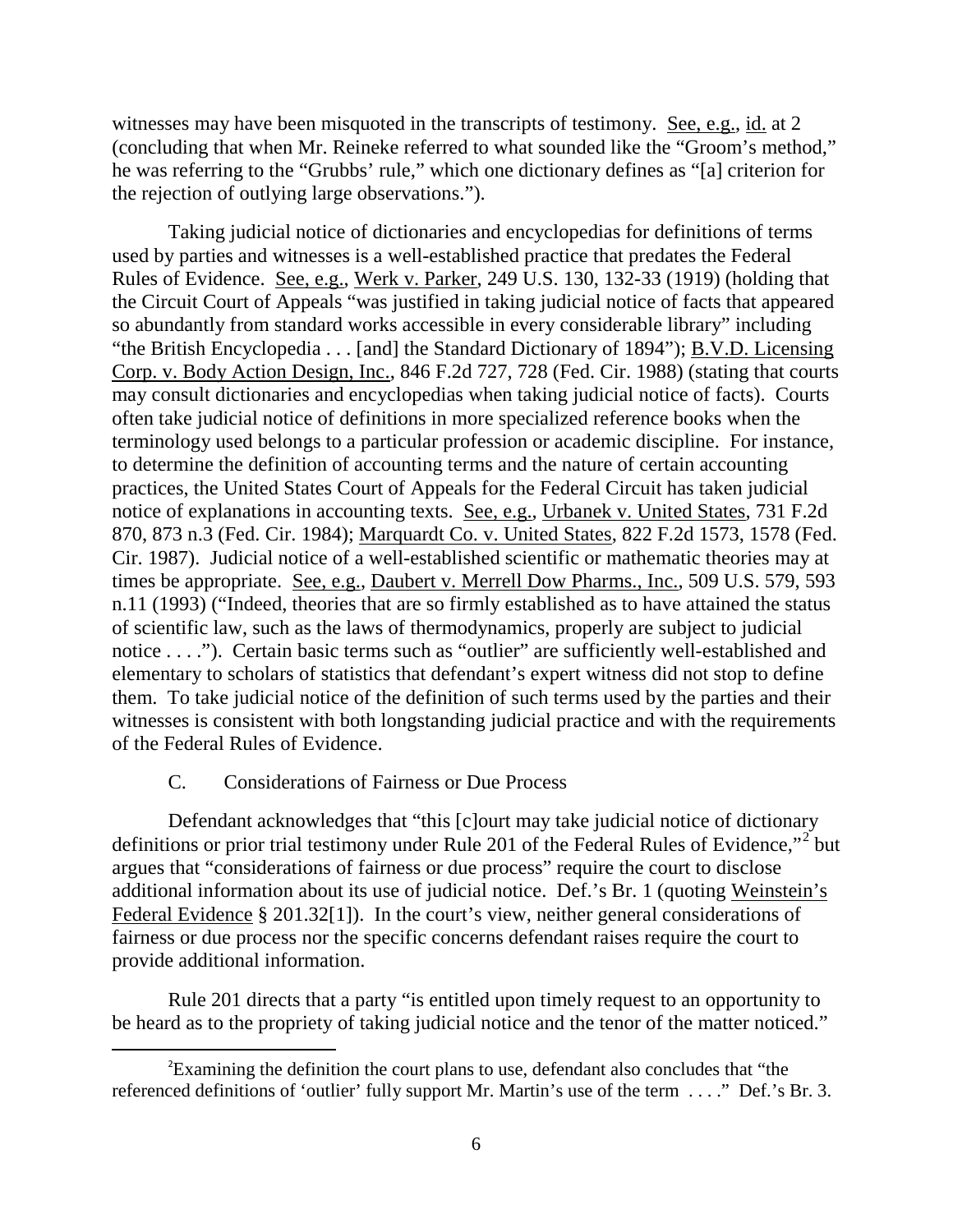witnesses may have been misquoted in the transcripts of testimony. See, e.g., id. at 2 (concluding that when Mr. Reineke referred to what sounded like the "Groom's method," he was referring to the "Grubbs' rule," which one dictionary defines as "[a] criterion for the rejection of outlying large observations.").

Taking judicial notice of dictionaries and encyclopedias for definitions of terms used by parties and witnesses is a well-established practice that predates the Federal Rules of Evidence. See, e.g., Werk v. Parker, 249 U.S. 130, 132-33 (1919) (holding that the Circuit Court of Appeals "was justified in taking judicial notice of facts that appeared so abundantly from standard works accessible in every considerable library" including "the British Encyclopedia . . . [and] the Standard Dictionary of 1894"); B.V.D. Licensing Corp. v. Body Action Design, Inc., 846 F.2d 727, 728 (Fed. Cir. 1988) (stating that courts may consult dictionaries and encyclopedias when taking judicial notice of facts). Courts often take judicial notice of definitions in more specialized reference books when the terminology used belongs to a particular profession or academic discipline. For instance, to determine the definition of accounting terms and the nature of certain accounting practices, the United States Court of Appeals for the Federal Circuit has taken judicial notice of explanations in accounting texts. See, e.g., Urbanek v. United States, 731 F.2d 870, 873 n.3 (Fed. Cir. 1984); Marquardt Co. v. United States, 822 F.2d 1573, 1578 (Fed. Cir. 1987). Judicial notice of a well-established scientific or mathematic theories may at times be appropriate. See, e.g., Daubert v. Merrell Dow Pharms., Inc., 509 U.S. 579, 593 n.11 (1993) ("Indeed, theories that are so firmly established as to have attained the status of scientific law, such as the laws of thermodynamics, properly are subject to judicial notice . . . ."). Certain basic terms such as "outlier" are sufficiently well-established and elementary to scholars of statistics that defendant's expert witness did not stop to define them. To take judicial notice of the definition of such terms used by the parties and their witnesses is consistent with both longstanding judicial practice and with the requirements of the Federal Rules of Evidence.

### C. Considerations of Fairness or Due Process

Defendant acknowledges that "this [c]ourt may take judicial notice of dictionary definitions or prior trial testimony under Rule 201 of the Federal Rules of Evidence,"[2] but argues that "considerations of fairness or due process" require the court to disclose additional information about its use of judicial notice. Def.'s Br. 1 (quoting Weinstein's Federal Evidence § 201.32[1]). In the court's view, neither general considerations of fairness or due process nor the specific concerns defendant raises require the court to provide additional information.

Rule 201 directs that a party "is entitled upon timely request to an opportunity to be heard as to the propriety of taking judicial notice and the tenor of the matter noticed."

[2]Examining the definition the court plans to use, defendant also concludes that "the referenced definitions of 'outlier' fully support Mr. Martin's use of the term . . . ." Def.'s Br. 3.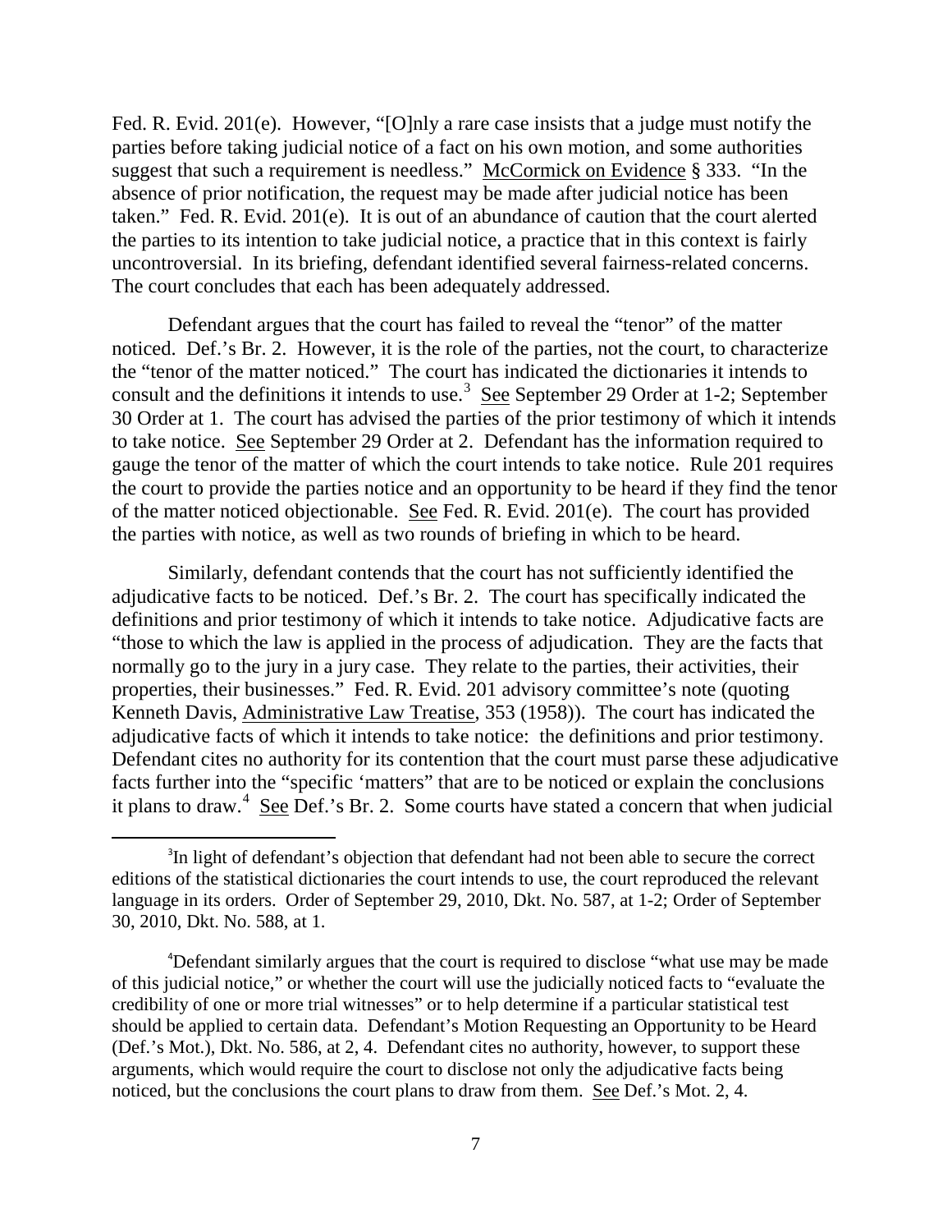Fed. R. Evid. 201(e). However, "[O]nly a rare case insists that a judge must notify the parties before taking judicial notice of a fact on his own motion, and some authorities suggest that such a requirement is needless." McCormick on Evidence § 333. "In the absence of prior notification, the request may be made after judicial notice has been taken." Fed. R. Evid. 201(e). It is out of an abundance of caution that the court alerted the parties to its intention to take judicial notice, a practice that in this context is fairly uncontroversial. In its briefing, defendant identified several fairness-related concerns. The court concludes that each has been adequately addressed.

Defendant argues that the court has failed to reveal the "tenor" of the matter noticed. Def.'s Br. 2. However, it is the role of the parties, not the court, to characterize the "tenor of the matter noticed." The court has indicated the dictionaries it intends to consult and the definitions it intends to use.[3] See September 29 Order at 1-2; September 30 Order at 1. The court has advised the parties of the prior testimony of which it intends to take notice. See September 29 Order at 2. Defendant has the information required to gauge the tenor of the matter of which the court intends to take notice. Rule 201 requires the court to provide the parties notice and an opportunity to be heard if they find the tenor of the matter noticed objectionable. See Fed. R. Evid. 201(e). The court has provided the parties with notice, as well as two rounds of briefing in which to be heard.

Similarly, defendant contends that the court has not sufficiently identified the adjudicative facts to be noticed. Def.'s Br. 2. The court has specifically indicated the definitions and prior testimony of which it intends to take notice. Adjudicative facts are "those to which the law is applied in the process of adjudication. They are the facts that normally go to the jury in a jury case. They relate to the parties, their activities, their properties, their businesses." Fed. R. Evid. 201 advisory committee's note (quoting Kenneth Davis, Administrative Law Treatise, 353 (1958)). The court has indicated the adjudicative facts of which it intends to take notice: the definitions and prior testimony. Defendant cites no authority for its contention that the court must parse these adjudicative facts further into the "specific 'matters" that are to be noticed or explain the conclusions it plans to draw.[4] See Def.'s Br. 2. Some courts have stated a concern that when judicial

---

[3] In light of defendant's objection that defendant had not been able to secure the correct editions of the statistical dictionaries the court intends to use, the court reproduced the relevant language in its orders. Order of September 29, 2010, Dkt. No. 587, at 1-2; Order of September 30, 2010, Dkt. No. 588, at 1.

[4] Defendant similarly argues that the court is required to disclose "what use may be made of this judicial notice," or whether the court will use the judicially noticed facts to "evaluate the credibility of one or more trial witnesses" or to help determine if a particular statistical test should be applied to certain data. Defendant's Motion Requesting an Opportunity to be Heard (Def.'s Mot.), Dkt. No. 586, at 2, 4. Defendant cites no authority, however, to support these arguments, which would require the court to disclose not only the adjudicative facts being noticed, but the conclusions the court plans to draw from them. See Def.'s Mot. 2, 4.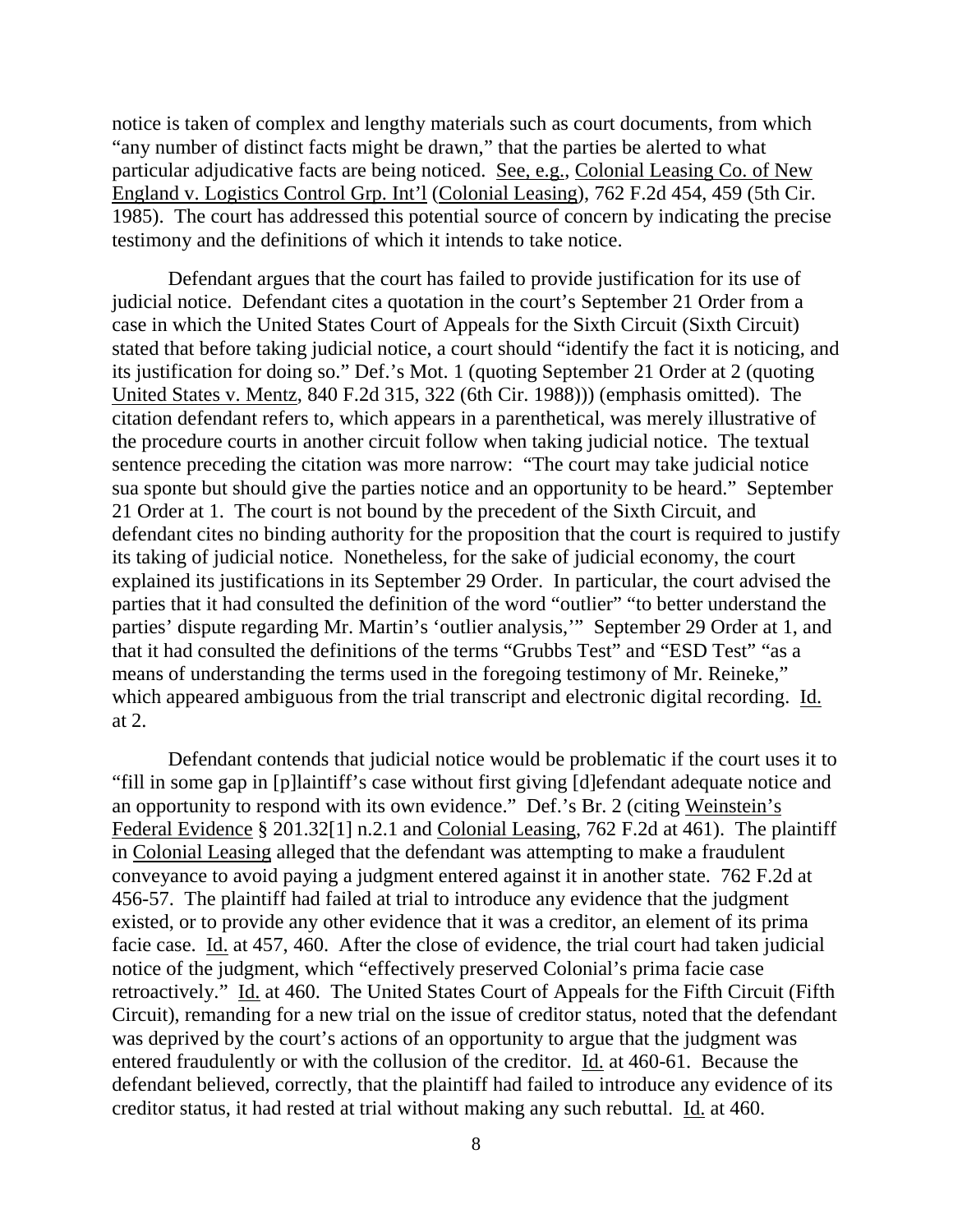notice is taken of complex and lengthy materials such as court documents, from which "any number of distinct facts might be drawn," that the parties be alerted to what particular adjudicative facts are being noticed. See, e.g., Colonial Leasing Co. of New England v. Logistics Control Grp. Int'l (Colonial Leasing), 762 F.2d 454, 459 (5th Cir. 1985). The court has addressed this potential source of concern by indicating the precise testimony and the definitions of which it intends to take notice.

Defendant argues that the court has failed to provide justification for its use of judicial notice. Defendant cites a quotation in the court's September 21 Order from a case in which the United States Court of Appeals for the Sixth Circuit (Sixth Circuit) stated that before taking judicial notice, a court should "identify the fact it is noticing, and its justification for doing so." Def.'s Mot. 1 (quoting September 21 Order at 2 (quoting United States v. Mentz, 840 F.2d 315, 322 (6th Cir. 1988))) (emphasis omitted). The citation defendant refers to, which appears in a parenthetical, was merely illustrative of the procedure courts in another circuit follow when taking judicial notice. The textual sentence preceding the citation was more narrow: "The court may take judicial notice sua sponte but should give the parties notice and an opportunity to be heard." September 21 Order at 1. The court is not bound by the precedent of the Sixth Circuit, and defendant cites no binding authority for the proposition that the court is required to justify its taking of judicial notice. Nonetheless, for the sake of judicial economy, the court explained its justifications in its September 29 Order. In particular, the court advised the parties that it had consulted the definition of the word "outlier" "to better understand the parties' dispute regarding Mr. Martin's 'outlier analysis,'" September 29 Order at 1, and that it had consulted the definitions of the terms "Grubbs Test" and "ESD Test" "as a means of understanding the terms used in the foregoing testimony of Mr. Reineke," which appeared ambiguous from the trial transcript and electronic digital recording. Id. at 2.

Defendant contends that judicial notice would be problematic if the court uses it to "fill in some gap in [p]laintiff's case without first giving [d]efendant adequate notice and an opportunity to respond with its own evidence." Def.'s Br. 2 (citing Weinstein's Federal Evidence § 201.32[1] n.2.1 and Colonial Leasing, 762 F.2d at 461). The plaintiff in Colonial Leasing alleged that the defendant was attempting to make a fraudulent conveyance to avoid paying a judgment entered against it in another state. 762 F.2d at 456-57. The plaintiff had failed at trial to introduce any evidence that the judgment existed, or to provide any other evidence that it was a creditor, an element of its prima facie case. Id. at 457, 460. After the close of evidence, the trial court had taken judicial notice of the judgment, which "effectively preserved Colonial's prima facie case retroactively." Id. at 460. The United States Court of Appeals for the Fifth Circuit (Fifth Circuit), remanding for a new trial on the issue of creditor status, noted that the defendant was deprived by the court's actions of an opportunity to argue that the judgment was entered fraudulently or with the collusion of the creditor. Id. at 460-61. Because the defendant believed, correctly, that the plaintiff had failed to introduce any evidence of its creditor status, it had rested at trial without making any such rebuttal. Id. at 460.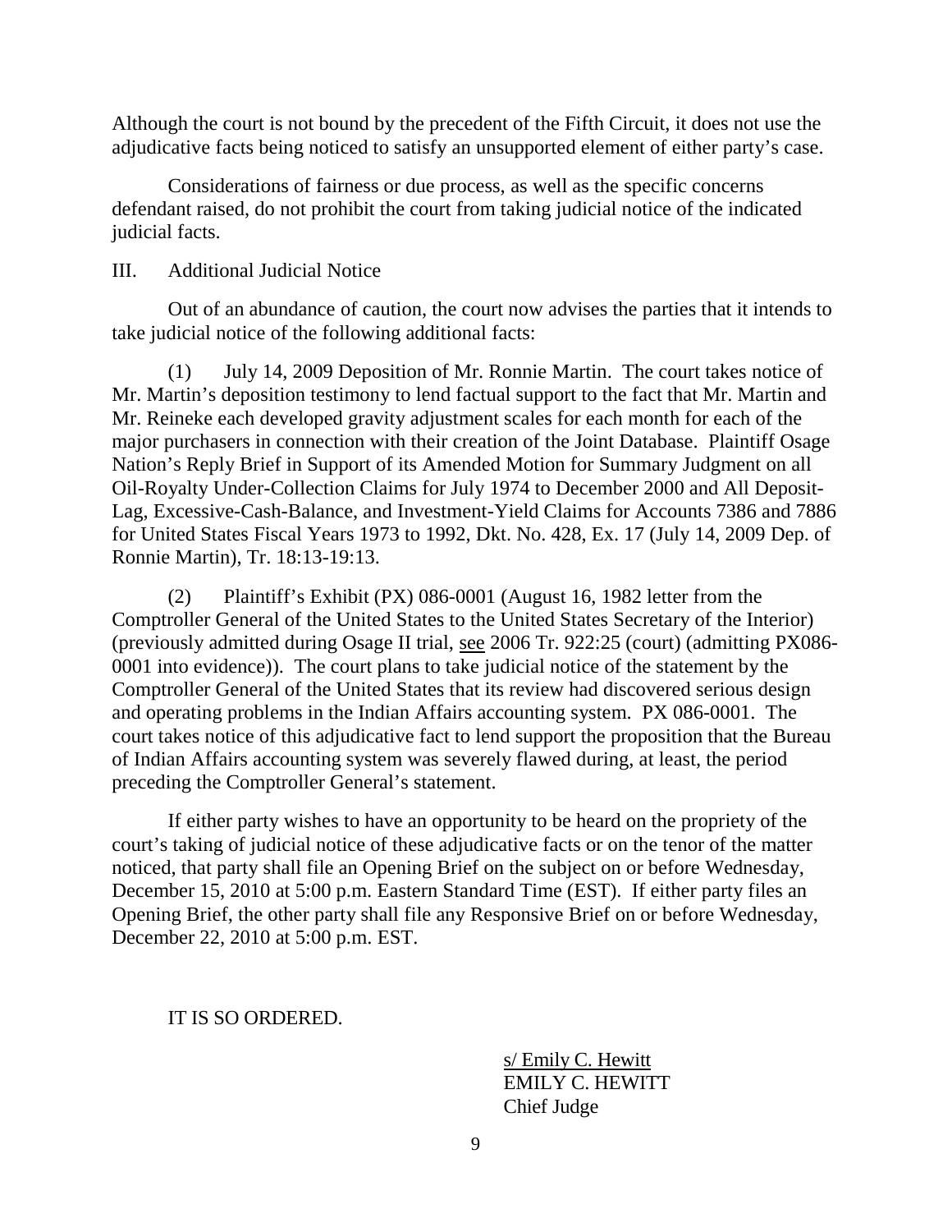Although the court is not bound by the precedent of the Fifth Circuit, it does not use the adjudicative facts being noticed to satisfy an unsupported element of either party's case.

Considerations of fairness or due process, as well as the specific concerns defendant raised, do not prohibit the court from taking judicial notice of the indicated judicial facts.

III. Additional Judicial Notice

Out of an abundance of caution, the court now advises the parties that it intends to take judicial notice of the following additional facts:

(1) July 14, 2009 Deposition of Mr. Ronnie Martin. The court takes notice of Mr. Martin's deposition testimony to lend factual support to the fact that Mr. Martin and Mr. Reineke each developed gravity adjustment scales for each month for each of the major purchasers in connection with their creation of the Joint Database. Plaintiff Osage Nation's Reply Brief in Support of its Amended Motion for Summary Judgment on all Oil-Royalty Under-Collection Claims for July 1974 to December 2000 and All Deposit-Lag, Excessive-Cash-Balance, and Investment-Yield Claims for Accounts 7386 and 7886 for United States Fiscal Years 1973 to 1992, Dkt. No. 428, Ex. 17 (July 14, 2009 Dep. of Ronnie Martin), Tr. 18:13-19:13.

(2) Plaintiff's Exhibit (PX) 086-0001 (August 16, 1982 letter from the Comptroller General of the United States to the United States Secretary of the Interior) (previously admitted during Osage II trial, see 2006 Tr. 922:25 (court) (admitting PX086-0001 into evidence)). The court plans to take judicial notice of the statement by the Comptroller General of the United States that its review had discovered serious design and operating problems in the Indian Affairs accounting system. PX 086-0001. The court takes notice of this adjudicative fact to lend support the proposition that the Bureau of Indian Affairs accounting system was severely flawed during, at least, the period preceding the Comptroller General's statement.

If either party wishes to have an opportunity to be heard on the propriety of the court's taking of judicial notice of these adjudicative facts or on the tenor of the matter noticed, that party shall file an Opening Brief on the subject on or before Wednesday, December 15, 2010 at 5:00 p.m. Eastern Standard Time (EST). If either party files an Opening Brief, the other party shall file any Responsive Brief on or before Wednesday, December 22, 2010 at 5:00 p.m. EST.

IT IS SO ORDERED.

s/ Emily C. Hewitt
EMILY C. HEWITT
Chief Judge